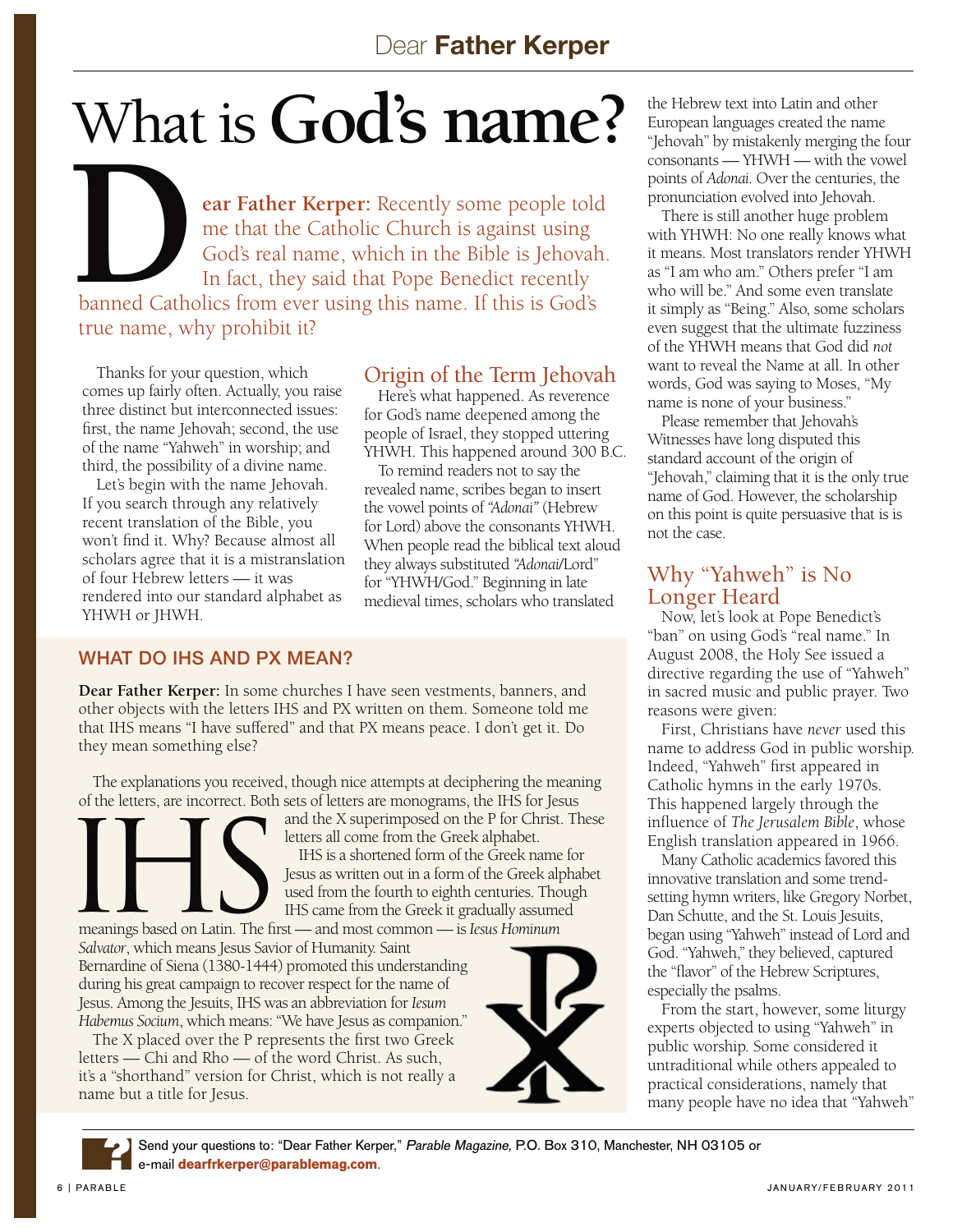# What is God's name?

**Dear Father Kerper:** Recently some people told me that the Catholic Church is against using God's real name, which in the Bible is Jehovah. In fact, they said that Pope Benedict recently banned Catholics from ever using this name. If this is God's true name, why prohibit it?

Thanks for your question, which comes up fairly often. Actually, you raise three distinct but interconnected issues: first, the name Jehovah; second, the use of the name "Yahweh" in worship; and third, the possibility of a divine name.

Let's begin with the name Jehovah. If you search through any relatively recent translation of the Bible, you won't find it. Why? Because almost all scholars agree that it is a mistranslation of four Hebrew letters — it was rendered into our standard alphabet as YHWH or JHWH.

## Origin of the Term Jehovah

Here's what happened. As reverence for God's name deepened among the people of Israel, they stopped uttering YHWH. This happened around 300 B.C.

To remind readers not to say the revealed name, scribes began to insert the vowel points of *"Adonai"* (Hebrew for Lord) above the consonants YHWH. When people read the biblical text aloud they always substituted *"Adonai*/Lord" for "YHWH/God." Beginning in late medieval times, scholars who translated the Hebrew text into Latin and other European languages created the name "Jehovah" by mistakenly merging the four consonants — YHWH — with the vowel points of *Adonai*. Over the centuries, the pronunciation evolved into Jehovah.

There is still another huge problem with YHWH: No one really knows what it means. Most translators render YHWH as "I am who am." Others prefer "I am who will be." And some even translate it simply as "Being." Also, some scholars even suggest that the ultimate fuzziness of the YHWH means that God did *not* want to reveal the Name at all. In other words, God was saying to Moses, "My name is none of your business."

Please remember that Jehovah's Witnesses have long disputed this standard account of the origin of "Jehovah," claiming that it is the only true name of God. However, the scholarship on this point is quite persuasive that is is not the case.

## Why "Yahweh" is No Longer Heard

Now, let's look at Pope Benedict's "ban" on using God's "real name." In August 2008, the Holy See issued a directive regarding the use of "Yahweh" in sacred music and public prayer. Two reasons were given:

First, Christians have *never* used this name to address God in public worship. Indeed, "Yahweh" first appeared in Catholic hymns in the early 1970s. This happened largely through the influence of *The Jerusalem Bible*, whose English translation appeared in 1966.

Many Catholic academics favored this innovative translation and some trend-setting hymn writers, like Gregory Norbet, Dan Schutte, and the St. Louis Jesuits, began using "Yahweh" instead of Lord and God. "Yahweh," they believed, captured the "flavor" of the Hebrew Scriptures, especially the psalms.

From the start, however, some liturgy experts objected to using "Yahweh" in public worship. Some considered it untraditional while others appealed to practical considerations, namely that many people have no idea that "Yahweh"

---

### WHAT DO IHS AND PX MEAN?

**Dear Father Kerper:** In some churches I have seen vestments, banners, and other objects with the letters IHS and PX written on them. Someone told me that IHS means "I have suffered" and that PX means peace. I don't get it. Do they mean something else?

The explanations you received, though nice attempts at deciphering the meaning of the letters, are incorrect. Both sets of letters are monograms, the IHS for Jesus and the X superimposed on the P for Christ. These letters all come from the Greek alphabet.

IHS is a shortened form of the Greek name for Jesus as written out in a form of the Greek alphabet used from the fourth to eighth centuries. Though IHS came from the Greek it gradually assumed meanings based on Latin. The first — and most common — is *Iesus Hominum Salvator*, which means Jesus Savior of Humanity. Saint Bernardine of Siena (1380-1444) promoted this understanding during his great campaign to recover respect for the name of Jesus. Among the Jesuits, IHS was an abbreviation for *Iesum Habemus Socium*, which means: "We have Jesus as companion."

The X placed over the P represents the first two Greek letters — Chi and Rho — of the word Christ. As such, it's a "shorthand" version for Christ, which is not really a name but a title for Jesus.

---

Send your questions to: "Dear Father Kerper," *Parable Magazine*, P.O. Box 310, Manchester, NH 03105 or e-mail **dearfrkerper@parablemag.com**.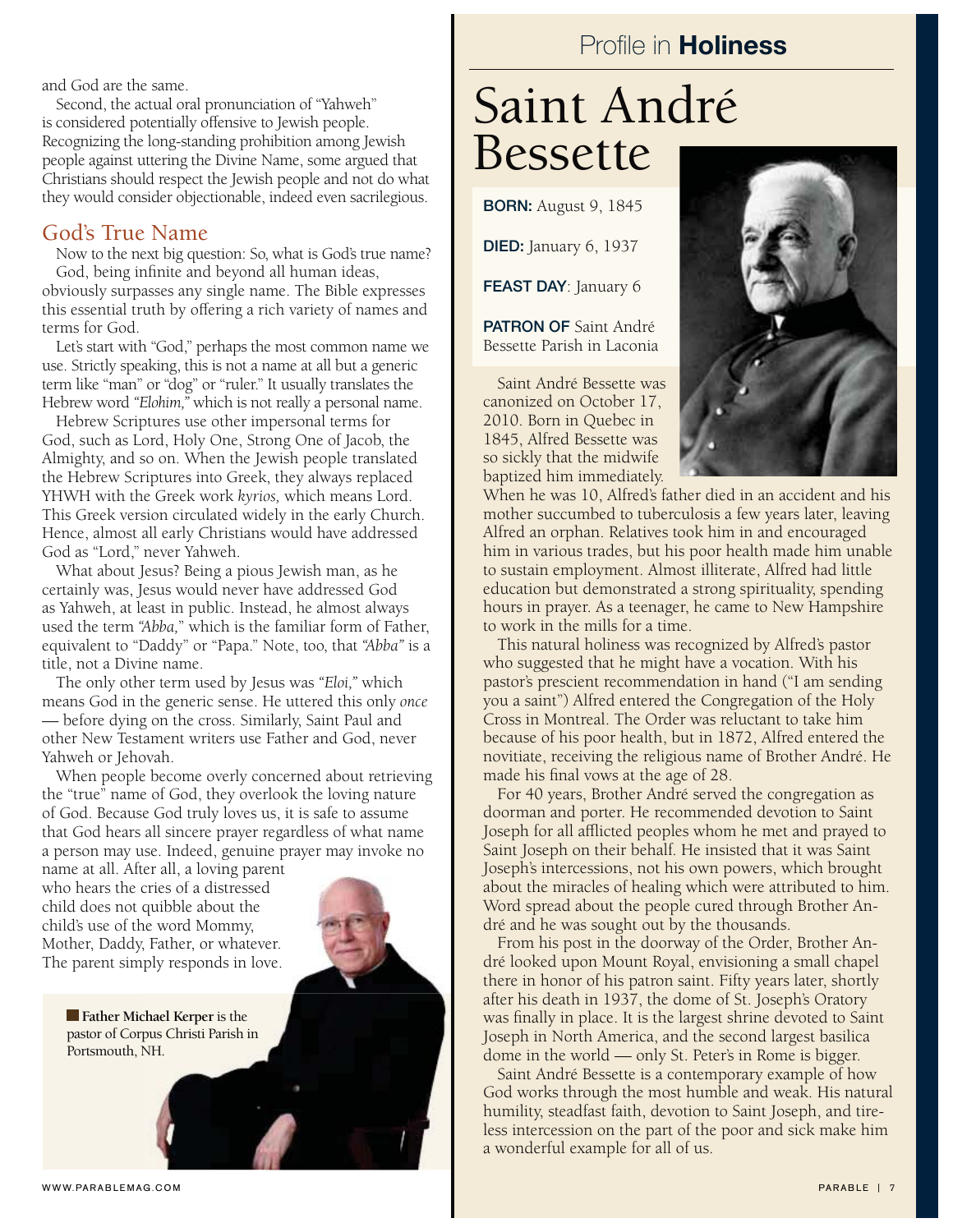and God are the same.

Second, the actual oral pronunciation of "Yahweh" is considered potentially offensive to Jewish people. Recognizing the long-standing prohibition among Jewish people against uttering the Divine Name, some argued that Christians should respect the Jewish people and not do what they would consider objectionable, indeed even sacrilegious.

## God's True Name

Now to the next big question: So, what is God's true name?

God, being infinite and beyond all human ideas, obviously surpasses any single name. The Bible expresses this essential truth by offering a rich variety of names and terms for God.

Let's start with "God," perhaps the most common name we use. Strictly speaking, this is not a name at all but a generic term like "man" or "dog" or "ruler." It usually translates the Hebrew word *"Elohim,"* which is not really a personal name.

Hebrew Scriptures use other impersonal terms for God, such as Lord, Holy One, Strong One of Jacob, the Almighty, and so on. When the Jewish people translated the Hebrew Scriptures into Greek, they always replaced YHWH with the Greek work *kyrios,* which means Lord. This Greek version circulated widely in the early Church. Hence, almost all early Christians would have addressed God as "Lord," never Yahweh.

What about Jesus? Being a pious Jewish man, as he certainly was, Jesus would never have addressed God as Yahweh, at least in public. Instead, he almost always used the term *"Abba,"* which is the familiar form of Father, equivalent to "Daddy" or "Papa." Note, too, that *"Abba"* is a title, not a Divine name.

The only other term used by Jesus was *"Eloi,"* which means God in the generic sense. He uttered this only *once* — before dying on the cross. Similarly, Saint Paul and other New Testament writers use Father and God, never Yahweh or Jehovah.

When people become overly concerned about retrieving the "true" name of God, they overlook the loving nature of God. Because God truly loves us, it is safe to assume that God hears all sincere prayer regardless of what name a person may use. Indeed, genuine prayer may invoke no name at all. After all, a loving parent who hears the cries of a distressed child does not quibble about the child's use of the word Mommy, Mother, Daddy, Father, or whatever. The parent simply responds in love.

**Father Michael Kerper** is the pastor of Corpus Christi Parish in Portsmouth, NH.

Profile in **Holiness**

# Saint André Bessette

**BORN:** August 9, 1845

**DIED:** January 6, 1937

**FEAST DAY**: January 6

**PATRON OF** Saint André Bessette Parish in Laconia

Saint André Bessette was canonized on October 17, 2010. Born in Quebec in 1845, Alfred Bessette was so sickly that the midwife baptized him immediately. When he was 10, Alfred's father died in an accident and his mother succumbed to tuberculosis a few years later, leaving Alfred an orphan. Relatives took him in and encouraged him in various trades, but his poor health made him unable to sustain employment. Almost illiterate, Alfred had little education but demonstrated a strong spirituality, spending hours in prayer. As a teenager, he came to New Hampshire to work in the mills for a time.

This natural holiness was recognized by Alfred's pastor who suggested that he might have a vocation. With his pastor's prescient recommendation in hand ("I am sending you a saint") Alfred entered the Congregation of the Holy Cross in Montreal. The Order was reluctant to take him because of his poor health, but in 1872, Alfred entered the novitiate, receiving the religious name of Brother André. He made his final vows at the age of 28.

For 40 years, Brother André served the congregation as doorman and porter. He recommended devotion to Saint Joseph for all afflicted peoples whom he met and prayed to Saint Joseph on their behalf. He insisted that it was Saint Joseph's intercessions, not his own powers, which brought about the miracles of healing which were attributed to him. Word spread about the people cured through Brother André and he was sought out by the thousands.

From his post in the doorway of the Order, Brother André looked upon Mount Royal, envisioning a small chapel there in honor of his patron saint. Fifty years later, shortly after his death in 1937, the dome of St. Joseph's Oratory was finally in place. It is the largest shrine devoted to Saint Joseph in North America, and the second largest basilica dome in the world — only St. Peter's in Rome is bigger.

Saint André Bessette is a contemporary example of how God works through the most humble and weak. His natural humility, steadfast faith, devotion to Saint Joseph, and tireless intercession on the part of the poor and sick make him a wonderful example for all of us.